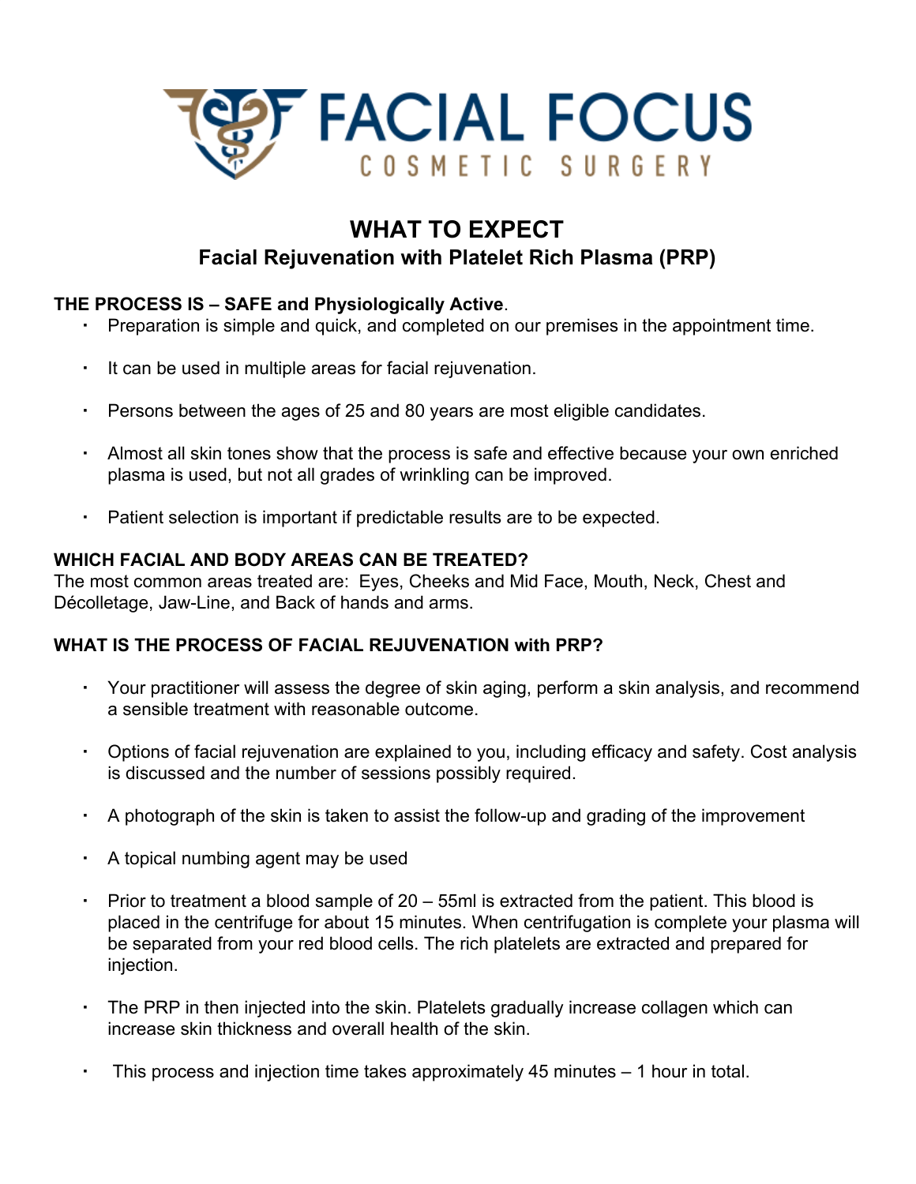FACIAL FOCUS
COSMETIC SURGERY

# WHAT TO EXPECT

## Facial Rejuvenation with Platelet Rich Plasma (PRP)

**THE PROCESS IS – SAFE and Physiologically Active**.

- Preparation is simple and quick, and completed on our premises in the appointment time.
- It can be used in multiple areas for facial rejuvenation.
- Persons between the ages of 25 and 80 years are most eligible candidates.
- Almost all skin tones show that the process is safe and effective because your own enriched plasma is used, but not all grades of wrinkling can be improved.
- Patient selection is important if predictable results are to be expected.

**WHICH FACIAL AND BODY AREAS CAN BE TREATED?**

The most common areas treated are: Eyes, Cheeks and Mid Face, Mouth, Neck, Chest and Décolletage, Jaw-Line, and Back of hands and arms.

**WHAT IS THE PROCESS OF FACIAL REJUVENATION with PRP?**

- Your practitioner will assess the degree of skin aging, perform a skin analysis, and recommend a sensible treatment with reasonable outcome.
- Options of facial rejuvenation are explained to you, including efficacy and safety. Cost analysis is discussed and the number of sessions possibly required.
- A photograph of the skin is taken to assist the follow-up and grading of the improvement
- A topical numbing agent may be used
- Prior to treatment a blood sample of 20 – 55ml is extracted from the patient. This blood is placed in the centrifuge for about 15 minutes. When centrifugation is complete your plasma will be separated from your red blood cells. The rich platelets are extracted and prepared for injection.
- The PRP in then injected into the skin. Platelets gradually increase collagen which can increase skin thickness and overall health of the skin.
- This process and injection time takes approximately 45 minutes – 1 hour in total.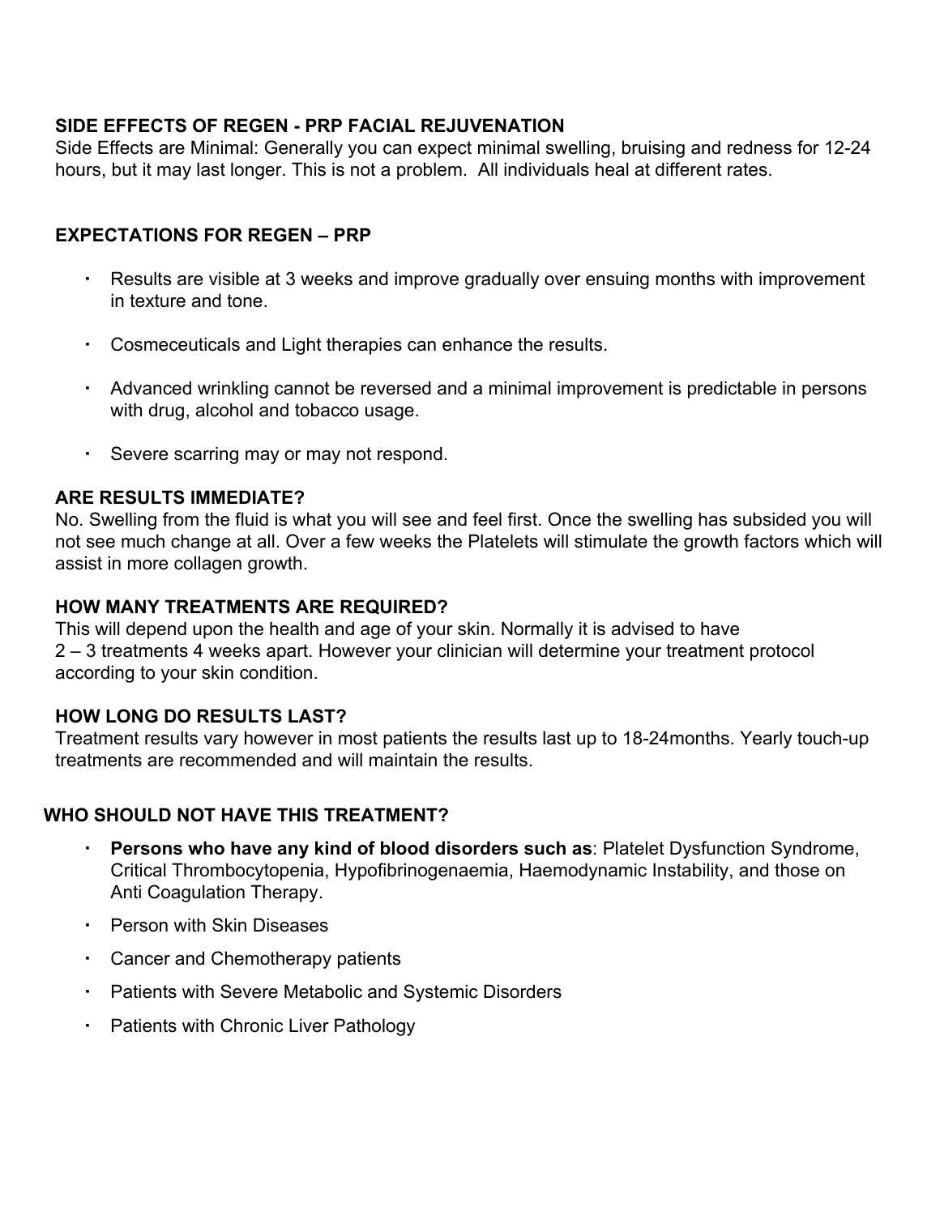## SIDE EFFECTS OF REGEN - PRP FACIAL REJUVENATION

Side Effects are Minimal: Generally you can expect minimal swelling, bruising and redness for 12-24 hours, but it may last longer. This is not a problem. All individuals heal at different rates.

## EXPECTATIONS FOR REGEN – PRP

- Results are visible at 3 weeks and improve gradually over ensuing months with improvement in texture and tone.
- Cosmeceuticals and Light therapies can enhance the results.
- Advanced wrinkling cannot be reversed and a minimal improvement is predictable in persons with drug, alcohol and tobacco usage.
- Severe scarring may or may not respond.

## ARE RESULTS IMMEDIATE?

No. Swelling from the fluid is what you will see and feel first. Once the swelling has subsided you will not see much change at all. Over a few weeks the Platelets will stimulate the growth factors which will assist in more collagen growth.

## HOW MANY TREATMENTS ARE REQUIRED?

This will depend upon the health and age of your skin. Normally it is advised to have 2 – 3 treatments 4 weeks apart. However your clinician will determine your treatment protocol according to your skin condition.

## HOW LONG DO RESULTS LAST?

Treatment results vary however in most patients the results last up to 18-24months. Yearly touch-up treatments are recommended and will maintain the results.

## WHO SHOULD NOT HAVE THIS TREATMENT?

- **Persons who have any kind of blood disorders such as**: Platelet Dysfunction Syndrome, Critical Thrombocytopenia, Hypofibrinogenaemia, Haemodynamic Instability, and those on Anti Coagulation Therapy.
- Person with Skin Diseases
- Cancer and Chemotherapy patients
- Patients with Severe Metabolic and Systemic Disorders
- Patients with Chronic Liver Pathology